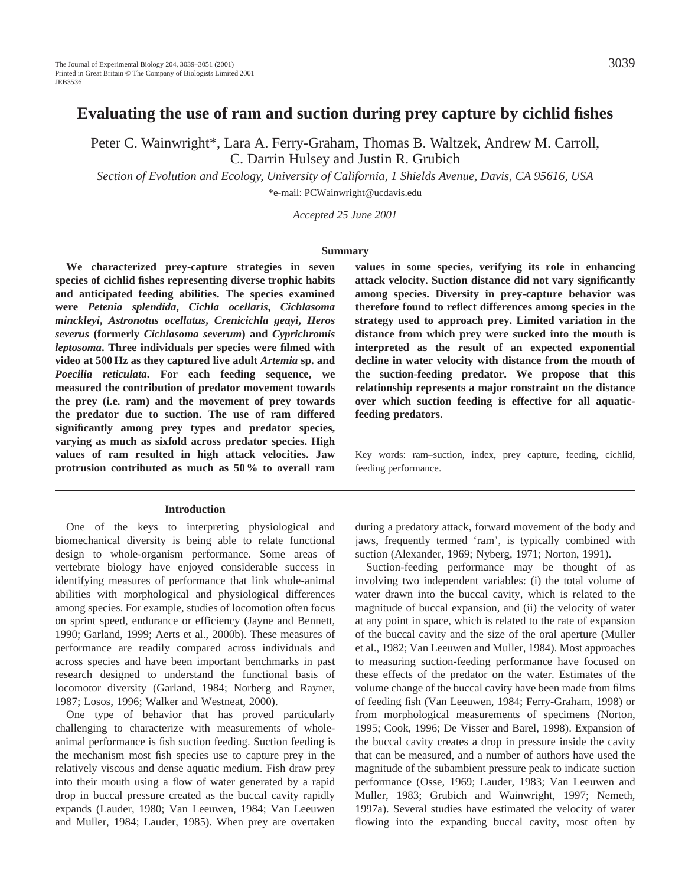# Evaluating the use of ram and suction during prey capture by cichlid fishes

Peter C. Wainwright*, Lara A. Ferry-Graham, Thomas B. Waltzek, Andrew M. Carroll, C. Darrin Hulsey and Justin R. Grubich

*Section of Evolution and Ecology, University of California, 1 Shields Avenue, Davis, CA 95616, USA*

*e-mail: PCWainwright@ucdavis.edu

*Accepted 25 June 2001*

## Summary

**We characterized prey-capture strategies in seven species of cichlid fishes representing diverse trophic habits and anticipated feeding abilities. The species examined were *Petenia splendida*, *Cichla ocellaris*, *Cichlasoma minckleyi*, *Astronotus ocellatus*, *Crenicichla geayi*, *Heros severus* (formerly *Cichlasoma severum*) and *Cyprichromis leptosoma*. Three individuals per species were filmed with video at 500 Hz as they captured live adult *Artemia* sp. and *Poecilia reticulata*. For each feeding sequence, we measured the contribution of predator movement towards the prey (i.e. ram) and the movement of prey towards the predator due to suction. The use of ram differed significantly among prey types and predator species, varying as much as sixfold across predator species. High values of ram resulted in high attack velocities. Jaw protrusion contributed as much as 50 % to overall ram values in some species, verifying its role in enhancing attack velocity. Suction distance did not vary significantly among species. Diversity in prey-capture behavior was therefore found to reflect differences among species in the strategy used to approach prey. Limited variation in the distance from which prey were sucked into the mouth is interpreted as the result of an expected exponential decline in water velocity with distance from the mouth of the suction-feeding predator. We propose that this relationship represents a major constraint on the distance over which suction feeding is effective for all aquatic-feeding predators.**

Key words: ram–suction, index, prey capture, feeding, cichlid, feeding performance.

## Introduction

One of the keys to interpreting physiological and biomechanical diversity is being able to relate functional design to whole-organism performance. Some areas of vertebrate biology have enjoyed considerable success in identifying measures of performance that link whole-animal abilities with morphological and physiological differences among species. For example, studies of locomotion often focus on sprint speed, endurance or efficiency (Jayne and Bennett, 1990; Garland, 1999; Aerts et al., 2000b). These measures of performance are readily compared across individuals and across species and have been important benchmarks in past research designed to understand the functional basis of locomotor diversity (Garland, 1984; Norberg and Rayner, 1987; Losos, 1996; Walker and Westneat, 2000).

One type of behavior that has proved particularly challenging to characterize with measurements of whole-animal performance is fish suction feeding. Suction feeding is the mechanism most fish species use to capture prey in the relatively viscous and dense aquatic medium. Fish draw prey into their mouth using a flow of water generated by a rapid drop in buccal pressure created as the buccal cavity rapidly expands (Lauder, 1980; Van Leeuwen, 1984; Van Leeuwen and Muller, 1984; Lauder, 1985). When prey are overtaken during a predatory attack, forward movement of the body and jaws, frequently termed 'ram', is typically combined with suction (Alexander, 1969; Nyberg, 1971; Norton, 1991).

Suction-feeding performance may be thought of as involving two independent variables: (i) the total volume of water drawn into the buccal cavity, which is related to the magnitude of buccal expansion, and (ii) the velocity of water at any point in space, which is related to the rate of expansion of the buccal cavity and the size of the oral aperture (Muller et al., 1982; Van Leeuwen and Muller, 1984). Most approaches to measuring suction-feeding performance have focused on these effects of the predator on the water. Estimates of the volume change of the buccal cavity have been made from films of feeding fish (Van Leeuwen, 1984; Ferry-Graham, 1998) or from morphological measurements of specimens (Norton, 1995; Cook, 1996; De Visser and Barel, 1998). Expansion of the buccal cavity creates a drop in pressure inside the cavity that can be measured, and a number of authors have used the magnitude of the subambient pressure peak to indicate suction performance (Osse, 1969; Lauder, 1983; Van Leeuwen and Muller, 1983; Grubich and Wainwright, 1997; Nemeth, 1997a). Several studies have estimated the velocity of water flowing into the expanding buccal cavity, most often by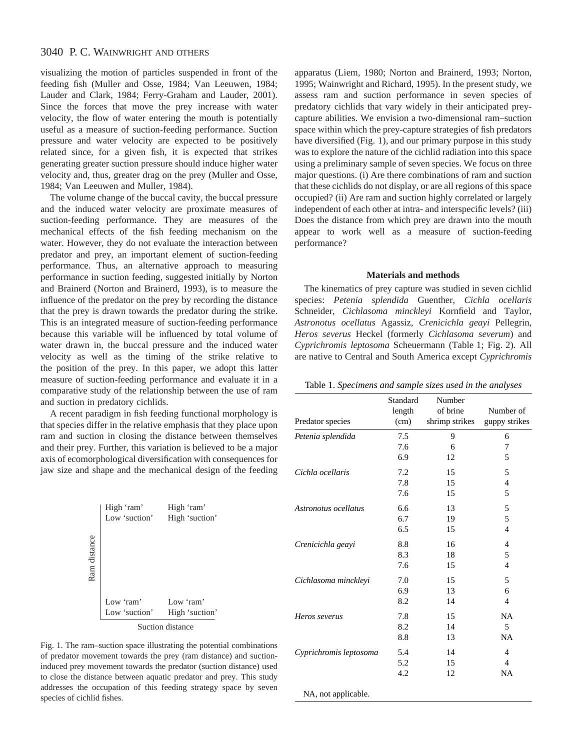visualizing the motion of particles suspended in front of the feeding fish (Muller and Osse, 1984; Van Leeuwen, 1984; Lauder and Clark, 1984; Ferry-Graham and Lauder, 2001). Since the forces that move the prey increase with water velocity, the flow of water entering the mouth is potentially useful as a measure of suction-feeding performance. Suction pressure and water velocity are expected to be positively related since, for a given fish, it is expected that strikes generating greater suction pressure should induce higher water velocity and, thus, greater drag on the prey (Muller and Osse, 1984; Van Leeuwen and Muller, 1984).

The volume change of the buccal cavity, the buccal pressure and the induced water velocity are proximate measures of suction-feeding performance. They are measures of the mechanical effects of the fish feeding mechanism on the water. However, they do not evaluate the interaction between predator and prey, an important element of suction-feeding performance. Thus, an alternative approach to measuring performance in suction feeding, suggested initially by Norton and Brainerd (Norton and Brainerd, 1993), is to measure the influence of the predator on the prey by recording the distance that the prey is drawn towards the predator during the strike. This is an integrated measure of suction-feeding performance because this variable will be influenced by total volume of water drawn in, the buccal pressure and the induced water velocity as well as the timing of the strike relative to the position of the prey. In this paper, we adopt this latter measure of suction-feeding performance and evaluate it in a comparative study of the relationship between the use of ram and suction in predatory cichlids.

A recent paradigm in fish feeding functional morphology is that species differ in the relative emphasis that they place upon ram and suction in closing the distance between themselves and their prey. Further, this variation is believed to be a major axis of ecomorphological diversification with consequences for jaw size and shape and the mechanical design of the feeding apparatus (Liem, 1980; Norton and Brainerd, 1993; Norton, 1995; Wainwright and Richard, 1995). In the present study, we assess ram and suction performance in seven species of predatory cichlids that vary widely in their anticipated prey-capture abilities. We envision a two-dimensional ram–suction space within which the prey-capture strategies of fish predators have diversified (Fig. 1), and our primary purpose in this study was to explore the nature of the cichlid radiation into this space using a preliminary sample of seven species. We focus on three major questions. (i) Are there combinations of ram and suction that these cichlids do not display, or are all regions of this space occupied? (ii) Are ram and suction highly correlated or largely independent of each other at intra- and interspecific levels? (iii) Does the distance from which prey are drawn into the mouth appear to work well as a measure of suction-feeding performance?

Fig. 1. The ram–suction space illustrating the potential combinations of predator movement towards the prey (ram distance) and suction-induced prey movement towards the predator (suction distance) used to close the distance between aquatic predator and prey. This study addresses the occupation of this feeding strategy space by seven species of cichlid fishes.

## Materials and methods

The kinematics of prey capture was studied in seven cichlid species: *Petenia splendida* Guenther, *Cichla ocellaris* Schneider, *Cichlasoma minckleyi* Kornfield and Taylor, *Astronotus ocellatus* Agassiz, *Crenicichla geayi* Pellegrin, *Heros severus* Heckel (formerly *Cichlasoma severum*) and *Cyprichromis leptosoma* Scheuermann (Table 1; Fig. 2). All are native to Central and South America except *Cyprichromis*

Table 1. *Specimens and sample sizes used in the analyses*

| Predator species | Standard length (cm) | Number of brine shrimp strikes | Number of guppy strikes |
|---|---|---|---|
| *Petenia splendida* | 7.5 | 9 | 6 |
| | 7.6 | 6 | 7 |
| | 6.9 | 12 | 5 |
| *Cichla ocellaris* | 7.2 | 15 | 5 |
| | 7.8 | 15 | 4 |
| | 7.6 | 15 | 5 |
| *Astronotus ocellatus* | 6.6 | 13 | 5 |
| | 6.7 | 19 | 5 |
| | 6.5 | 15 | 4 |
| *Crenicichla geayi* | 8.8 | 16 | 4 |
| | 8.3 | 18 | 5 |
| | 7.6 | 15 | 4 |
| *Cichlasoma minckleyi* | 7.0 | 15 | 5 |
| | 6.9 | 13 | 6 |
| | 8.2 | 14 | 4 |
| *Heros severus* | 7.8 | 15 | NA |
| | 8.2 | 14 | 5 |
| | 8.8 | 13 | NA |
| *Cyprichromis leptosoma* | 5.4 | 14 | 4 |
| | 5.2 | 15 | 4 |
| | 4.2 | 12 | NA |

NA, not applicable.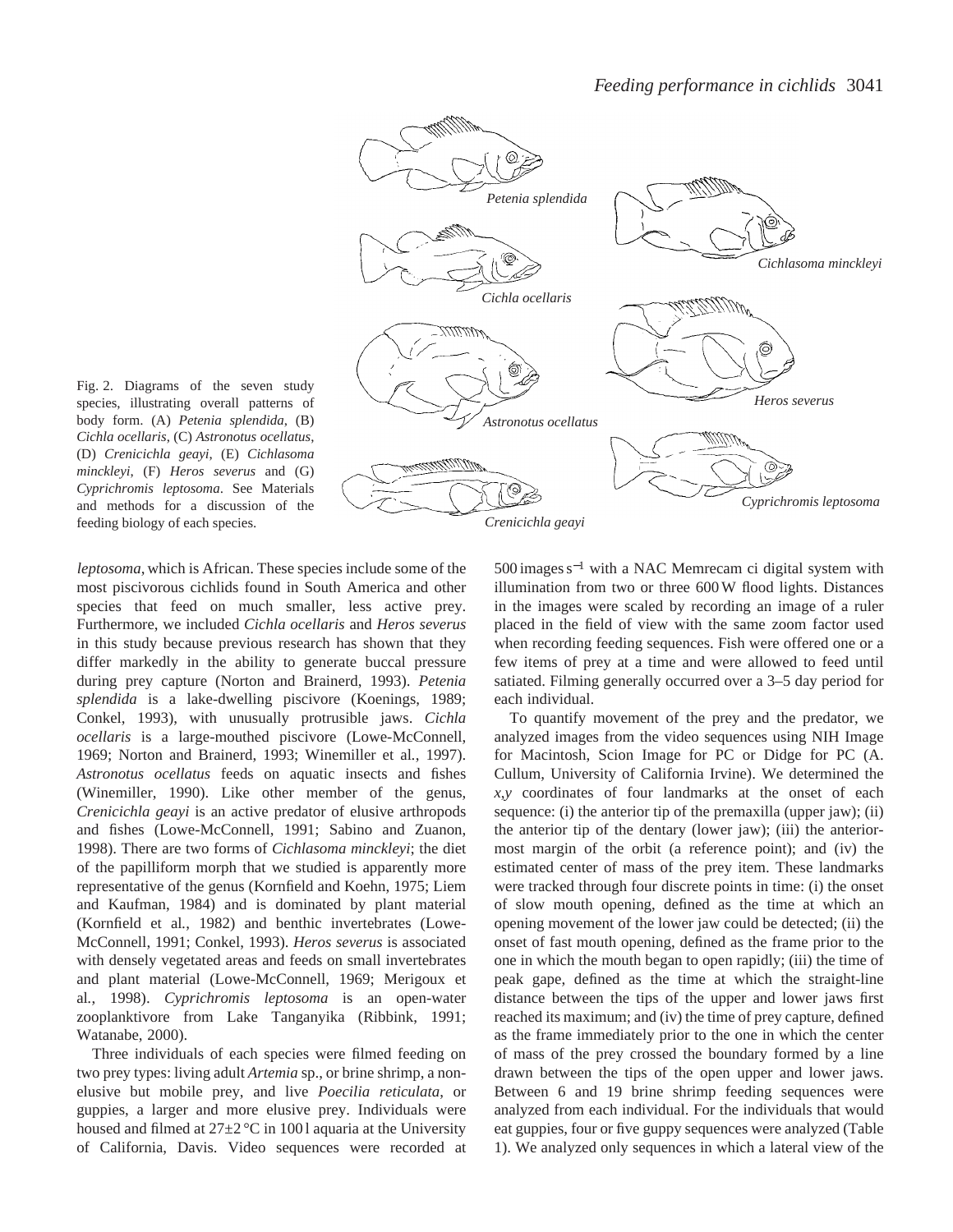Fig. 2. Diagrams of the seven study species, illustrating overall patterns of body form. (A) *Petenia splendida*, (B) *Cichla ocellaris*, (C) *Astronotus ocellatus*, (D) *Crenicichla geayi*, (E) *Cichlasoma minckleyi*, (F) *Heros severus* and (G) *Cyprichromis leptosoma*. See Materials and methods for a discussion of the feeding biology of each species.

*leptosoma*, which is African. These species include some of the most piscivorous cichlids found in South America and other species that feed on much smaller, less active prey. Furthermore, we included *Cichla ocellaris* and *Heros severus* in this study because previous research has shown that they differ markedly in the ability to generate buccal pressure during prey capture (Norton and Brainerd, 1993). *Petenia splendida* is a lake-dwelling piscivore (Koenings, 1989; Conkel, 1993), with unusually protrusible jaws. *Cichla ocellaris* is a large-mouthed piscivore (Lowe-McConnell, 1969; Norton and Brainerd, 1993; Winemiller et al., 1997). *Astronotus ocellatus* feeds on aquatic insects and fishes (Winemiller, 1990). Like other member of the genus, *Crenicichla geayi* is an active predator of elusive arthropods and fishes (Lowe-McConnell, 1991; Sabino and Zuanon, 1998). There are two forms of *Cichlasoma minckleyi*; the diet of the papilliform morph that we studied is apparently more representative of the genus (Kornfield and Koehn, 1975; Liem and Kaufman, 1984) and is dominated by plant material (Kornfield et al., 1982) and benthic invertebrates (Lowe-McConnell, 1991; Conkel, 1993). *Heros severus* is associated with densely vegetated areas and feeds on small invertebrates and plant material (Lowe-McConnell, 1969; Merigoux et al., 1998). *Cyprichromis leptosoma* is an open-water zooplanktivore from Lake Tanganyika (Ribbink, 1991; Watanabe, 2000).

Three individuals of each species were filmed feeding on two prey types: living adult *Artemia* sp., or brine shrimp, a non-elusive but mobile prey, and live *Poecilia reticulata*, or guppies, a larger and more elusive prey. Individuals were housed and filmed at 27±2 °C in 100 l aquaria at the University of California, Davis. Video sequences were recorded at 500 images $s^{-1}$ with a NAC Memrecam ci digital system with illumination from two or three 600 W flood lights. Distances in the images were scaled by recording an image of a ruler placed in the field of view with the same zoom factor used when recording feeding sequences. Fish were offered one or a few items of prey at a time and were allowed to feed until satiated. Filming generally occurred over a 3–5 day period for each individual.

To quantify movement of the prey and the predator, we analyzed images from the video sequences using NIH Image for Macintosh, Scion Image for PC or Didge for PC (A. Cullum, University of California Irvine). We determined the $x$,$y$ coordinates of four landmarks at the onset of each sequence: (i) the anterior tip of the premaxilla (upper jaw); (ii) the anterior tip of the dentary (lower jaw); (iii) the anterior-most margin of the orbit (a reference point); and (iv) the estimated center of mass of the prey item. These landmarks were tracked through four discrete points in time: (i) the onset of slow mouth opening, defined as the time at which an opening movement of the lower jaw could be detected; (ii) the onset of fast mouth opening, defined as the frame prior to the one in which the mouth began to open rapidly; (iii) the time of peak gape, defined as the time at which the straight-line distance between the tips of the upper and lower jaws first reached its maximum; and (iv) the time of prey capture, defined as the frame immediately prior to the one in which the center of mass of the prey crossed the boundary formed by a line drawn between the tips of the open upper and lower jaws. Between 6 and 19 brine shrimp feeding sequences were analyzed from each individual. For the individuals that would eat guppies, four or five guppy sequences were analyzed (Table 1). We analyzed only sequences in which a lateral view of the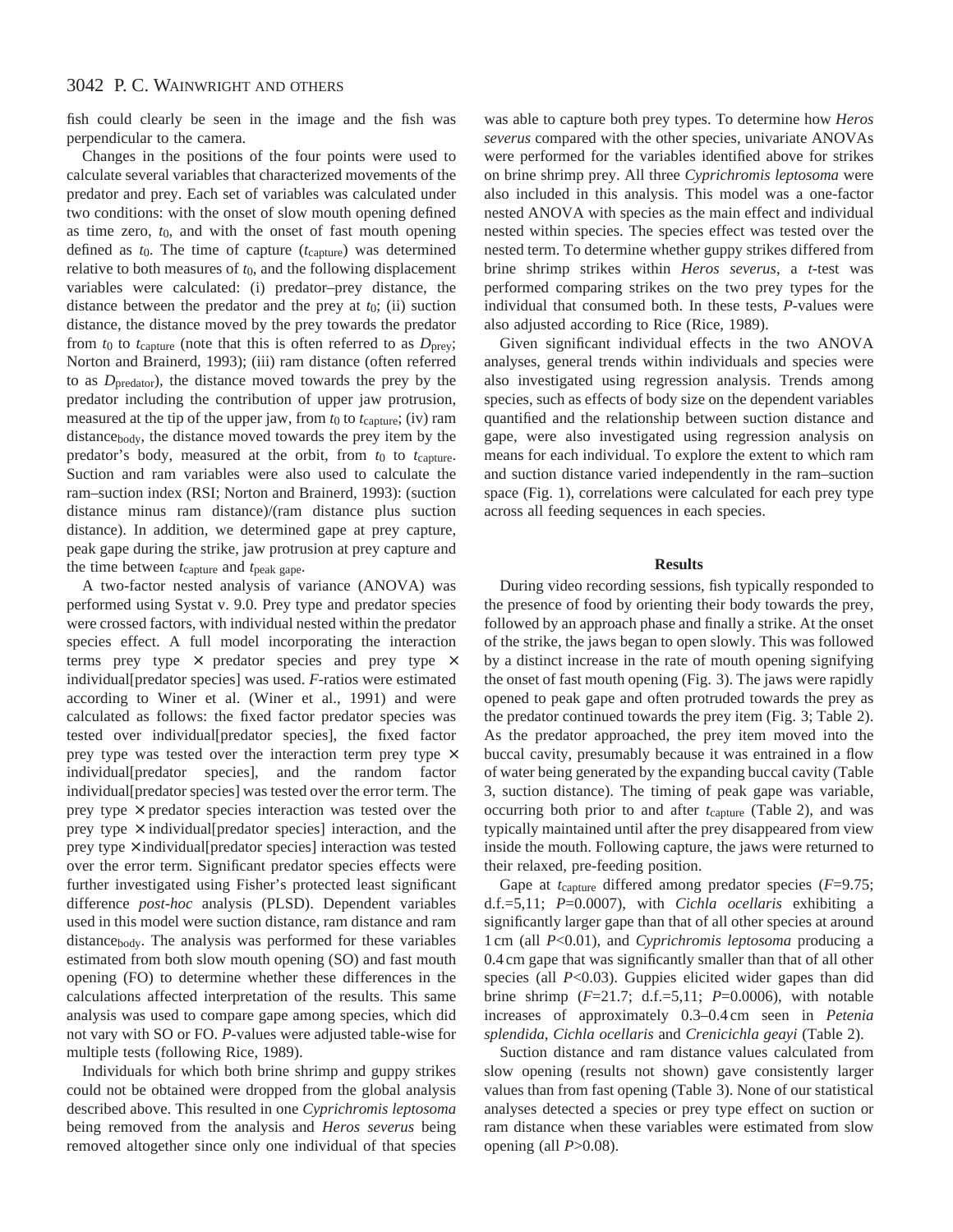fish could clearly be seen in the image and the fish was perpendicular to the camera.

Changes in the positions of the four points were used to calculate several variables that characterized movements of the predator and prey. Each set of variables was calculated under two conditions: with the onset of slow mouth opening defined as time zero, $t_0$, and with the onset of fast mouth opening defined as $t_0$. The time of capture ($t_{capture}$) was determined relative to both measures of $t_0$, and the following displacement variables were calculated: (i) predator–prey distance, the distance between the predator and the prey at $t_0$; (ii) suction distance, the distance moved by the prey towards the predator from $t_0$ to $t_{capture}$ (note that this is often referred to as $D_{prey}$; Norton and Brainerd, 1993); (iii) ram distance (often referred to as $D_{predator}$), the distance moved towards the prey by the predator including the contribution of upper jaw protrusion, measured at the tip of the upper jaw, from $t_0$ to $t_{capture}$; (iv) ram $distance_{body}$, the distance moved towards the prey item by the predator's body, measured at the orbit, from $t_0$ to $t_{capture}$. Suction and ram variables were also used to calculate the ram–suction index (RSI; Norton and Brainerd, 1993): (suction distance minus ram distance)/(ram distance plus suction distance). In addition, we determined gape at prey capture, peak gape during the strike, jaw protrusion at prey capture and the time between $t_{capture}$ and $t_{peak\ gape}$.

A two-factor nested analysis of variance (ANOVA) was performed using Systat v. 9.0. Prey type and predator species were crossed factors, with individual nested within the predator species effect. A full model incorporating the interaction terms prey type × predator species and prey type × individual[predator species] was used. *F*-ratios were estimated according to Winer et al. (Winer et al., 1991) and were calculated as follows: the fixed factor predator species was tested over individual[predator species], the fixed factor prey type was tested over the interaction term prey type × individual[predator species], and the random factor individual[predator species] was tested over the error term. The prey type × predator species interaction was tested over the prey type × individual[predator species] interaction, and the prey type × individual[predator species] interaction was tested over the error term. Significant predator species effects were further investigated using Fisher's protected least significant difference *post-hoc* analysis (PLSD). Dependent variables used in this model were suction distance, ram distance and ram $distance_{body}$. The analysis was performed for these variables estimated from both slow mouth opening (SO) and fast mouth opening (FO) to determine whether these differences in the calculations affected interpretation of the results. This same analysis was used to compare gape among species, which did not vary with SO or FO. *P*-values were adjusted table-wise for multiple tests (following Rice, 1989).

Individuals for which both brine shrimp and guppy strikes could not be obtained were dropped from the global analysis described above. This resulted in one *Cyprichromis leptosoma* being removed from the analysis and *Heros severus* being removed altogether since only one individual of that species was able to capture both prey types. To determine how *Heros severus* compared with the other species, univariate ANOVAs were performed for the variables identified above for strikes on brine shrimp prey. All three *Cyprichromis leptosoma* were also included in this analysis. This model was a one-factor nested ANOVA with species as the main effect and individual nested within species. The species effect was tested over the nested term. To determine whether guppy strikes differed from brine shrimp strikes within *Heros severus*, a *t*-test was performed comparing strikes on the two prey types for the individual that consumed both. In these tests, *P*-values were also adjusted according to Rice (Rice, 1989).

Given significant individual effects in the two ANOVA analyses, general trends within individuals and species were also investigated using regression analysis. Trends among species, such as effects of body size on the dependent variables quantified and the relationship between suction distance and gape, were also investigated using regression analysis on means for each individual. To explore the extent to which ram and suction distance varied independently in the ram–suction space (Fig. 1), correlations were calculated for each prey type across all feeding sequences in each species.

## Results

During video recording sessions, fish typically responded to the presence of food by orienting their body towards the prey, followed by an approach phase and finally a strike. At the onset of the strike, the jaws began to open slowly. This was followed by a distinct increase in the rate of mouth opening signifying the onset of fast mouth opening (Fig. 3). The jaws were rapidly opened to peak gape and often protruded towards the prey as the predator continued towards the prey item (Fig. 3; Table 2). As the predator approached, the prey item moved into the buccal cavity, presumably because it was entrained in a flow of water being generated by the expanding buccal cavity (Table 3, suction distance). The timing of peak gape was variable, occurring both prior to and after $t_{capture}$ (Table 2), and was typically maintained until after the prey disappeared from view inside the mouth. Following capture, the jaws were returned to their relaxed, pre-feeding position.

Gape at $t_{capture}$ differed among predator species ($F$=9.75; d.f.=5,11; $P$=0.0007), with *Cichla ocellaris* exhibiting a significantly larger gape than that of all other species at around 1 cm (all $P$<0.01), and *Cyprichromis leptosoma* producing a 0.4 cm gape that was significantly smaller than that of all other species (all $P$<0.03). Guppies elicited wider gapes than did brine shrimp ($F$=21.7; d.f.=5,11; $P$=0.0006), with notable increases of approximately 0.3–0.4 cm seen in *Petenia splendida*, *Cichla ocellaris* and *Crenicichla geayi* (Table 2).

Suction distance and ram distance values calculated from slow opening (results not shown) gave consistently larger values than from fast opening (Table 3). None of our statistical analyses detected a species or prey type effect on suction or ram distance when these variables were estimated from slow opening (all $P$>0.08).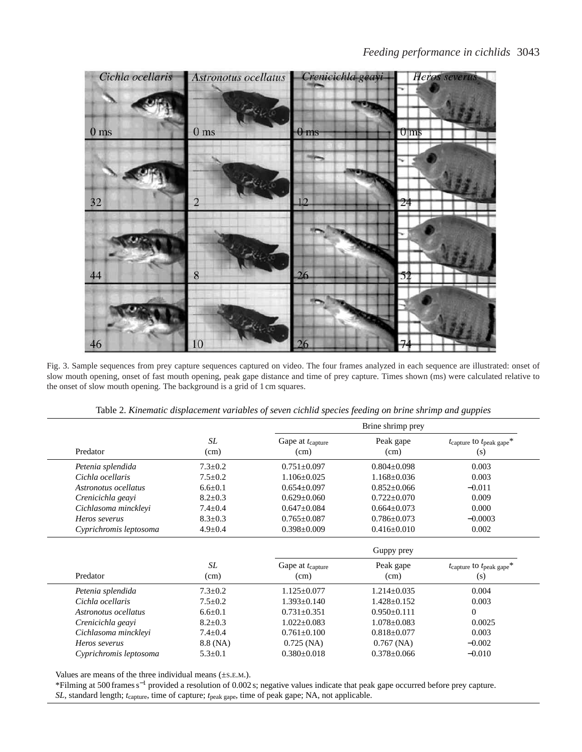Fig. 3. Sample sequences from prey capture sequences captured on video. The four frames analyzed in each sequence are illustrated: onset of slow mouth opening, onset of fast mouth opening, peak gape distance and time of prey capture. Times shown (ms) were calculated relative to the onset of slow mouth opening. The background is a grid of 1 cm squares.

Table 2. *Kinematic displacement variables of seven cichlid species feeding on brine shrimp and guppies*

| Predator | *SL* (cm) | Brine shrimp prey: Gape at $t_{capture}$ (cm) | Brine shrimp prey: Peak gape (cm) | Brine shrimp prey: $t_{capture}$ to $t_{peak\ gape}$* (s) |
|---|---|---|---|---|
| *Petenia splendida* | 7.3±0.2 | 0.751±0.097 | 0.804±0.098 | 0.003 |
| *Cichla ocellaris* | 7.5±0.2 | 1.106±0.025 | 1.168±0.036 | 0.003 |
| *Astronotus ocellatus* | 6.6±0.1 | 0.654±0.097 | 0.852±0.066 | −0.011 |
| *Crenicichla geayi* | 8.2±0.3 | 0.629±0.060 | 0.722±0.070 | 0.009 |
| *Cichlasoma minckleyi* | 7.4±0.4 | 0.647±0.084 | 0.664±0.073 | 0.000 |
| *Heros severus* | 8.3±0.3 | 0.765±0.087 | 0.786±0.073 | −0.0003 |
| *Cyprichromis leptosoma* | 4.9±0.4 | 0.398±0.009 | 0.416±0.010 | 0.002 |

| Predator | *SL* (cm) | Guppy prey: Gape at $t_{capture}$ (cm) | Guppy prey: Peak gape (cm) | Guppy prey: $t_{capture}$ to $t_{peak\ gape}$* (s) |
|---|---|---|---|---|
| *Petenia splendida* | 7.3±0.2 | 1.125±0.077 | 1.214±0.035 | 0.004 |
| *Cichla ocellaris* | 7.5±0.2 | 1.393±0.140 | 1.428±0.152 | 0.003 |
| *Astronotus ocellatus* | 6.6±0.1 | 0.731±0.351 | 0.950±0.111 | 0 |
| *Crenicichla geayi* | 8.2±0.3 | 1.022±0.083 | 1.078±0.083 | 0.0025 |
| *Cichlasoma minckleyi* | 7.4±0.4 | 0.761±0.100 | 0.818±0.077 | 0.003 |
| *Heros severus* | 8.8 (NA) | 0.725 (NA) | 0.767 (NA) | −0.002 |
| *Cyprichromis leptosoma* | 5.3±0.1 | 0.380±0.018 | 0.378±0.066 | −0.010 |

Values are means of the three individual means (±S.E.M.).

*Filming at 500 frames $s^{-1}$ provided a resolution of 0.002 s; negative values indicate that peak gape occurred before prey capture.

*SL*, standard length; $t_{capture}$, time of capture; $t_{peak\ gape}$, time of peak gape; NA, not applicable.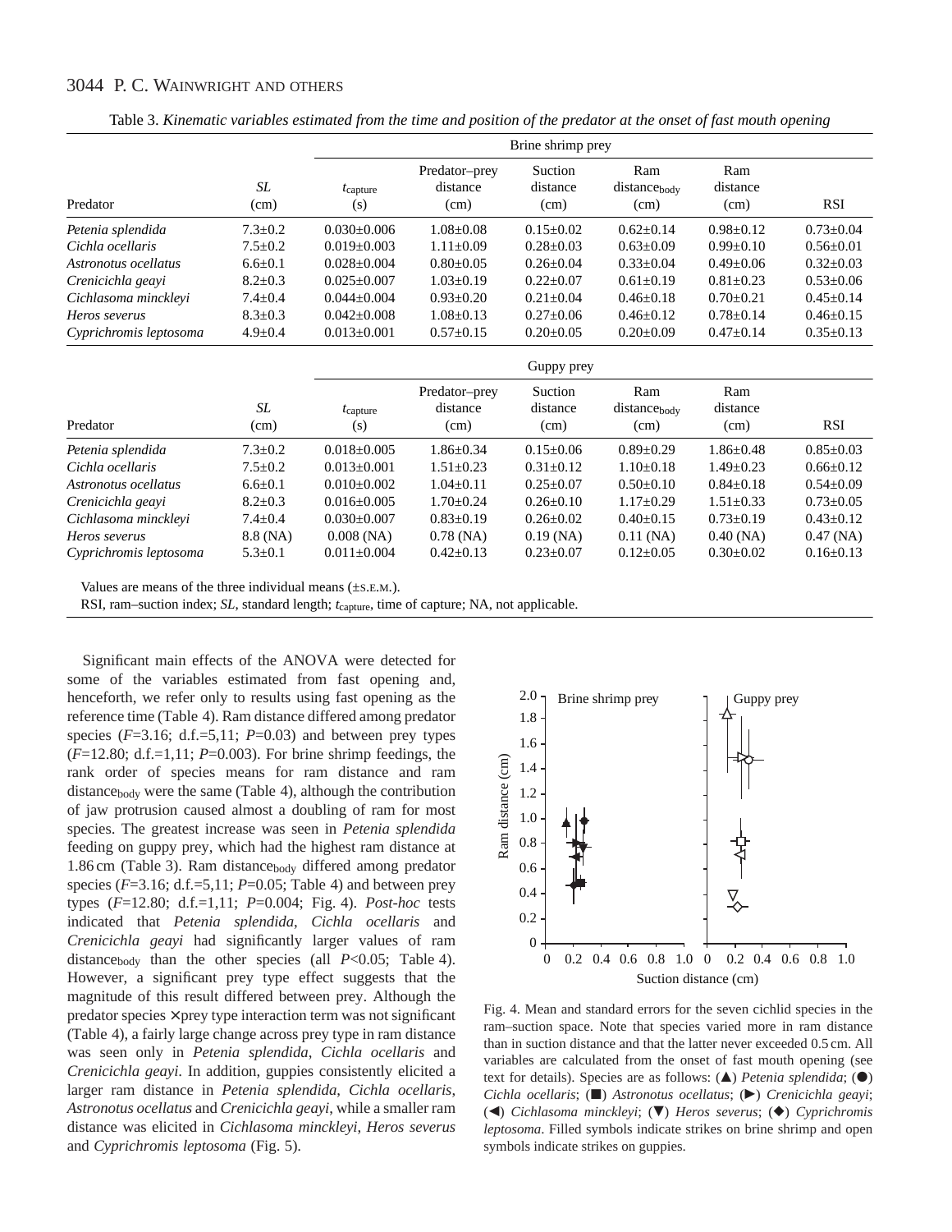Table 3. *Kinematic variables estimated from the time and position of the predator at the onset of fast mouth opening*

| | | Brine shrimp prey | | | | | |
|---|---|---|---|---|---|---|---|
| Predator | *SL* (cm) | $t_{capture}$ (s) | Predator–prey distance (cm) | Suction distance (cm) | Ram $distance_{body}$ (cm) | Ram distance (cm) | RSI |
| *Petenia splendida* | 7.3±0.2 | 0.030±0.006 | 1.08±0.08 | 0.15±0.02 | 0.62±0.14 | 0.98±0.12 | 0.73±0.04 |
| *Cichla ocellaris* | 7.5±0.2 | 0.019±0.003 | 1.11±0.09 | 0.28±0.03 | 0.63±0.09 | 0.99±0.10 | 0.56±0.01 |
| *Astronotus ocellatus* | 6.6±0.1 | 0.028±0.004 | 0.80±0.05 | 0.26±0.04 | 0.33±0.04 | 0.49±0.06 | 0.32±0.03 |
| *Crenicichla geayi* | 8.2±0.3 | 0.025±0.007 | 1.03±0.19 | 0.22±0.07 | 0.61±0.19 | 0.81±0.23 | 0.53±0.06 |
| *Cichlasoma minckleyi* | 7.4±0.4 | 0.044±0.004 | 0.93±0.20 | 0.21±0.04 | 0.46±0.18 | 0.70±0.21 | 0.45±0.14 |
| *Heros severus* | 8.3±0.3 | 0.042±0.008 | 1.08±0.13 | 0.27±0.06 | 0.46±0.12 | 0.78±0.14 | 0.46±0.15 |
| *Cyprichromis leptosoma* | 4.9±0.4 | 0.013±0.001 | 0.57±0.15 | 0.20±0.05 | 0.20±0.09 | 0.47±0.14 | 0.35±0.13 |
| | | Guppy prey | | | | | |
| Predator | *SL* (cm) | $t_{capture}$ (s) | Predator–prey distance (cm) | Suction distance (cm) | Ram $distance_{body}$ (cm) | Ram distance (cm) | RSI |
| *Petenia splendida* | 7.3±0.2 | 0.018±0.005 | 1.86±0.34 | 0.15±0.06 | 0.89±0.29 | 1.86±0.48 | 0.85±0.03 |
| *Cichla ocellaris* | 7.5±0.2 | 0.013±0.001 | 1.51±0.23 | 0.31±0.12 | 1.10±0.18 | 1.49±0.23 | 0.66±0.12 |
| *Astronotus ocellatus* | 6.6±0.1 | 0.010±0.002 | 1.04±0.11 | 0.25±0.07 | 0.50±0.10 | 0.84±0.18 | 0.54±0.09 |
| *Crenicichla geayi* | 8.2±0.3 | 0.016±0.005 | 1.70±0.24 | 0.26±0.10 | 1.17±0.29 | 1.51±0.33 | 0.73±0.05 |
| *Cichlasoma minckleyi* | 7.4±0.4 | 0.030±0.007 | 0.83±0.19 | 0.26±0.02 | 0.40±0.15 | 0.73±0.19 | 0.43±0.12 |
| *Heros severus* | 8.8 (NA) | 0.008 (NA) | 0.78 (NA) | 0.19 (NA) | 0.11 (NA) | 0.40 (NA) | 0.47 (NA) |
| *Cyprichromis leptosoma* | 5.3±0.1 | 0.011±0.004 | 0.42±0.13 | 0.23±0.07 | 0.12±0.05 | 0.30±0.02 | 0.16±0.13 |

Values are means of the three individual means (±S.E.M.).

RSI, ram–suction index; *SL*, standard length; $t_{capture}$, time of capture; NA, not applicable.

Significant main effects of the ANOVA were detected for some of the variables estimated from fast opening and, henceforth, we refer only to results using fast opening as the reference time (Table 4). Ram distance differed among predator species ($F$=3.16; d.f.=5,11; $P$=0.03) and between prey types ($F$=12.80; d.f.=1,11; $P$=0.003). For brine shrimp feedings, the rank order of species means for ram distance and ram $distance_{body}$ were the same (Table 4), although the contribution of jaw protrusion caused almost a doubling of ram for most species. The greatest increase was seen in *Petenia splendida* feeding on guppy prey, which had the highest ram distance at 1.86 cm (Table 3). Ram $distance_{body}$ differed among predator species ($F$=3.16; d.f.=5,11; $P$=0.05; Table 4) and between prey types ($F$=12.80; d.f.=1,11; $P$=0.004; Fig. 4). *Post-hoc* tests indicated that *Petenia splendida*, *Cichla ocellaris* and *Crenicichla geayi* had significantly larger values of ram $distance_{body}$ than the other species (all $P$<0.05; Table 4). However, a significant prey type effect suggests that the magnitude of this result differed between prey. Although the predator species × prey type interaction term was not significant (Table 4), a fairly large change across prey type in ram distance was seen only in *Petenia splendida*, *Cichla ocellaris* and *Crenicichla geayi*. In addition, guppies consistently elicited a larger ram distance in *Petenia splendida*, *Cichla ocellaris*, *Astronotus ocellatus* and *Crenicichla geayi*, while a smaller ram distance was elicited in *Cichlasoma minckleyi*, *Heros severus* and *Cyprichromis leptosoma* (Fig. 5).

Fig. 4. Mean and standard errors for the seven cichlid species in the ram–suction space. Note that species varied more in ram distance than in suction distance and that the latter never exceeded 0.5 cm. All variables are calculated from the onset of fast mouth opening (see text for details). Species are as follows: (▲) *Petenia splendida*; (●) *Cichla ocellaris*; (■) *Astronotus ocellatus*; (▶) *Crenicichla geayi*; (◀) *Cichlasoma minckleyi*; (▼) *Heros severus*; (◆) *Cyprichromis leptosoma*. Filled symbols indicate strikes on brine shrimp and open symbols indicate strikes on guppies.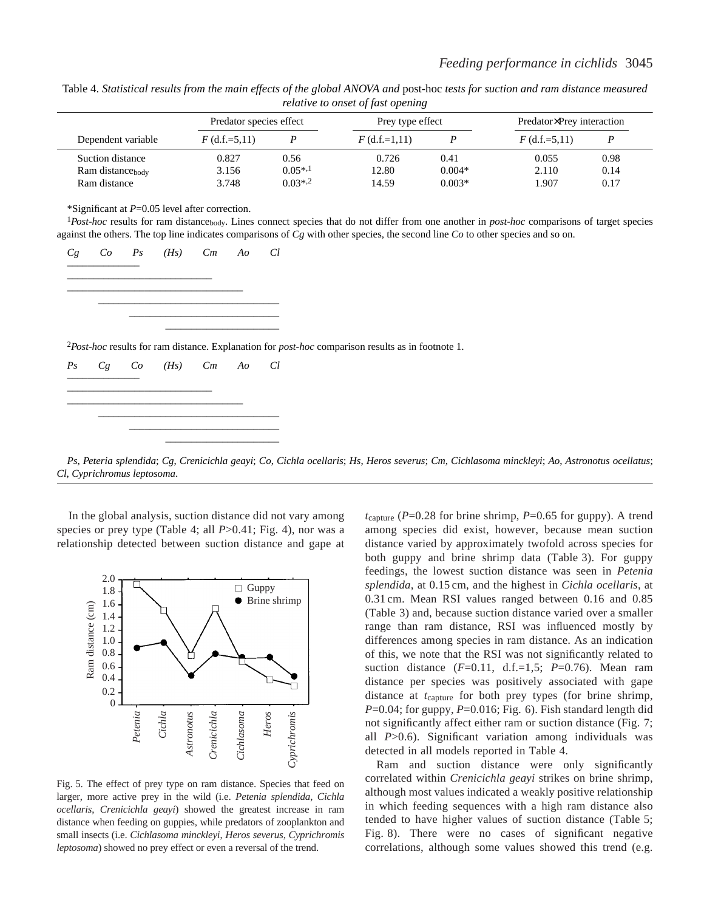Table 4. *Statistical results from the main effects of the global ANOVA and* post-hoc *tests for suction and ram distance measured relative to onset of fast opening*

| | Predator species effect | | Prey type effect | | Predator×Prey interaction | |
|---|---|---|---|---|---|---|
| Dependent variable | *F* (d.f.=5,11) | *P* | *F* (d.f.=1,11) | *P* | *F* (d.f.=5,11) | *P* |
| Suction distance | 0.827 | 0.56 | 0.726 | 0.41 | 0.055 | 0.98 |
| Ram distance$_{body}$ | 3.156 | 0.05*,[1] | 12.80 | 0.004* | 2.110 | 0.14 |
| Ram distance | 3.748 | 0.03*,[2] | 14.59 | 0.003* | 1.907 | 0.17 |

*Significant at *P*=0.05 level after correction.

[1]*Post-hoc* results for ram distance$_{body}$. Lines connect species that do not differ from one another in *post-hoc* comparisons of target species against the others. The top line indicates comparisons of *Cg* with other species, the second line *Co* to other species and so on.

*Cg Co Ps (Hs) Cm Ao Cl*

[2]*Post-hoc* results for ram distance. Explanation for *post-hoc* comparison results as in footnote 1.

*Ps Cg Co (Hs) Cm Ao Cl*

*Ps*, *Peteria splendida*; *Cg*, *Crenicichla geayi*; *Co*, *Cichla ocellaris*; *Hs*, *Heros severus*; *Cm*, *Cichlasoma minckleyi*; *Ao*, *Astronotus ocellatus*; *Cl*, *Cyprichromus leptosoma*.

In the global analysis, suction distance did not vary among species or prey type (Table 4; all *P*>0.41; Fig. 4), nor was a relationship detected between suction distance and gape at $t_{capture}$ (*P*=0.28 for brine shrimp, *P*=0.65 for guppy). A trend among species did exist, however, because mean suction distance varied by approximately twofold across species for both guppy and brine shrimp data (Table 3). For guppy feedings, the lowest suction distance was seen in *Petenia splendida*, at 0.15 cm, and the highest in *Cichla ocellaris*, at 0.31 cm. Mean RSI values ranged between 0.16 and 0.85 (Table 3) and, because suction distance varied over a smaller range than ram distance, RSI was influenced mostly by differences among species in ram distance. As an indication of this, we note that the RSI was not significantly related to suction distance (*F*=0.11, d.f.=1,5; *P*=0.76). Mean ram distance per species was positively associated with gape distance at $t_{capture}$ for both prey types (for brine shrimp, *P*=0.04; for guppy, *P*=0.016; Fig. 6). Fish standard length did not significantly affect either ram or suction distance (Fig. 7; all *P*>0.6). Significant variation among individuals was detected in all models reported in Table 4.

Fig. 5. The effect of prey type on ram distance. Species that feed on larger, more active prey in the wild (i.e. *Petenia splendida*, *Cichla ocellaris*, *Crenicichla geayi*) showed the greatest increase in ram distance when feeding on guppies, while predators of zooplankton and small insects (i.e. *Cichlasoma minckleyi*, *Heros severus*, *Cyprichromis leptosoma*) showed no prey effect or even a reversal of the trend.

Ram and suction distance were only significantly correlated within *Crenicichla geayi* strikes on brine shrimp, although most values indicated a weakly positive relationship in which feeding sequences with a high ram distance also tended to have higher values of suction distance (Table 5; Fig. 8). There were no cases of significant negative correlations, although some values showed this trend (e.g.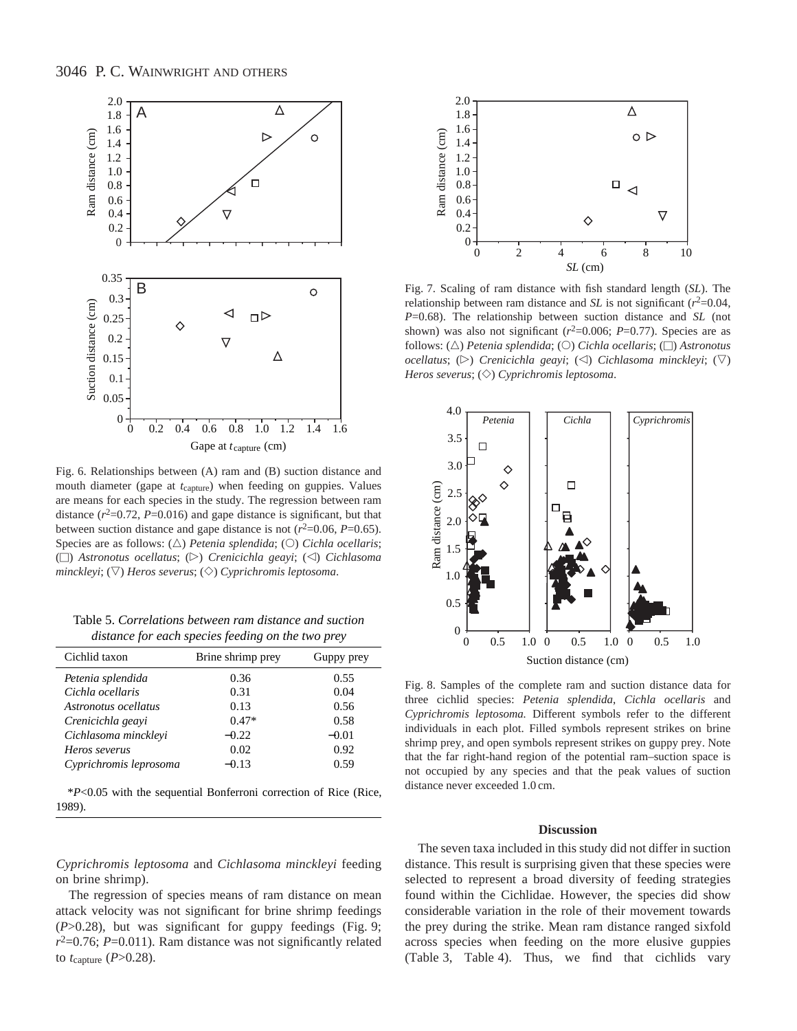Fig. 6. Relationships between (A) ram and (B) suction distance and mouth diameter (gape at $t_{capture}$) when feeding on guppies. Values are means for each species in the study. The regression between ram distance ($r^2$=0.72, $P$=0.016) and gape distance is significant, but that between suction distance and gape distance is not ($r^2$=0.06, $P$=0.65). Species are as follows: (△) *Petenia splendida*; (○) *Cichla ocellaris*; (□) *Astronotus ocellatus*; (▷) *Crenicichla geayi*; (◁) *Cichlasoma minckleyi*; (▽) *Heros severus*; (◇) *Cyprichromis leptosoma*.

Table 5. *Correlations between ram distance and suction distance for each species feeding on the two prey*

| Cichlid taxon | Brine shrimp prey | Guppy prey |
|---|---|---|
| *Petenia splendida* | 0.36 | 0.55 |
| *Cichla ocellaris* | 0.31 | 0.04 |
| *Astronotus ocellatus* | 0.13 | 0.56 |
| *Crenicichla geayi* | 0.47* | 0.58 |
| *Cichlasoma minckleyi* | −0.22 | −0.01 |
| *Heros severus* | 0.02 | 0.92 |
| *Cyprichromis leprosoma* | −0.13 | 0.59 |

*$P$<0.05 with the sequential Bonferroni correction of Rice (Rice, 1989).

*Cyprichromis leptosoma* and *Cichlasoma minckleyi* feeding on brine shrimp).

The regression of species means of ram distance on mean attack velocity was not significant for brine shrimp feedings ($P$>0.28), but was significant for guppy feedings (Fig. 9; $r^2$=0.76; $P$=0.011). Ram distance was not significantly related to $t_{capture}$ ($P$>0.28).

Fig. 7. Scaling of ram distance with fish standard length (*SL*). The relationship between ram distance and *SL* is not significant ($r^2$=0.04, $P$=0.68). The relationship between suction distance and *SL* (not shown) was also not significant ($r^2$=0.006; $P$=0.77). Species are as follows: (△) *Petenia splendida*; (○) *Cichla ocellaris*; (□) *Astronotus ocellatus*; (▷) *Crenicichla geayi*; (◁) *Cichlasoma minckleyi*; (▽) *Heros severus*; (◇) *Cyprichromis leptosoma*.

Fig. 8. Samples of the complete ram and suction distance data for three cichlid species: *Petenia splendida*, *Cichla ocellaris* and *Cyprichromis leptosoma.* Different symbols refer to the different individuals in each plot. Filled symbols represent strikes on brine shrimp prey, and open symbols represent strikes on guppy prey. Note that the far right-hand region of the potential ram–suction space is not occupied by any species and that the peak values of suction distance never exceeded 1.0 cm.

## Discussion

The seven taxa included in this study did not differ in suction distance. This result is surprising given that these species were selected to represent a broad diversity of feeding strategies found within the Cichlidae. However, the species did show considerable variation in the role of their movement towards the prey during the strike. Mean ram distance ranged sixfold across species when feeding on the more elusive guppies (Table 3, Table 4). Thus, we find that cichlids vary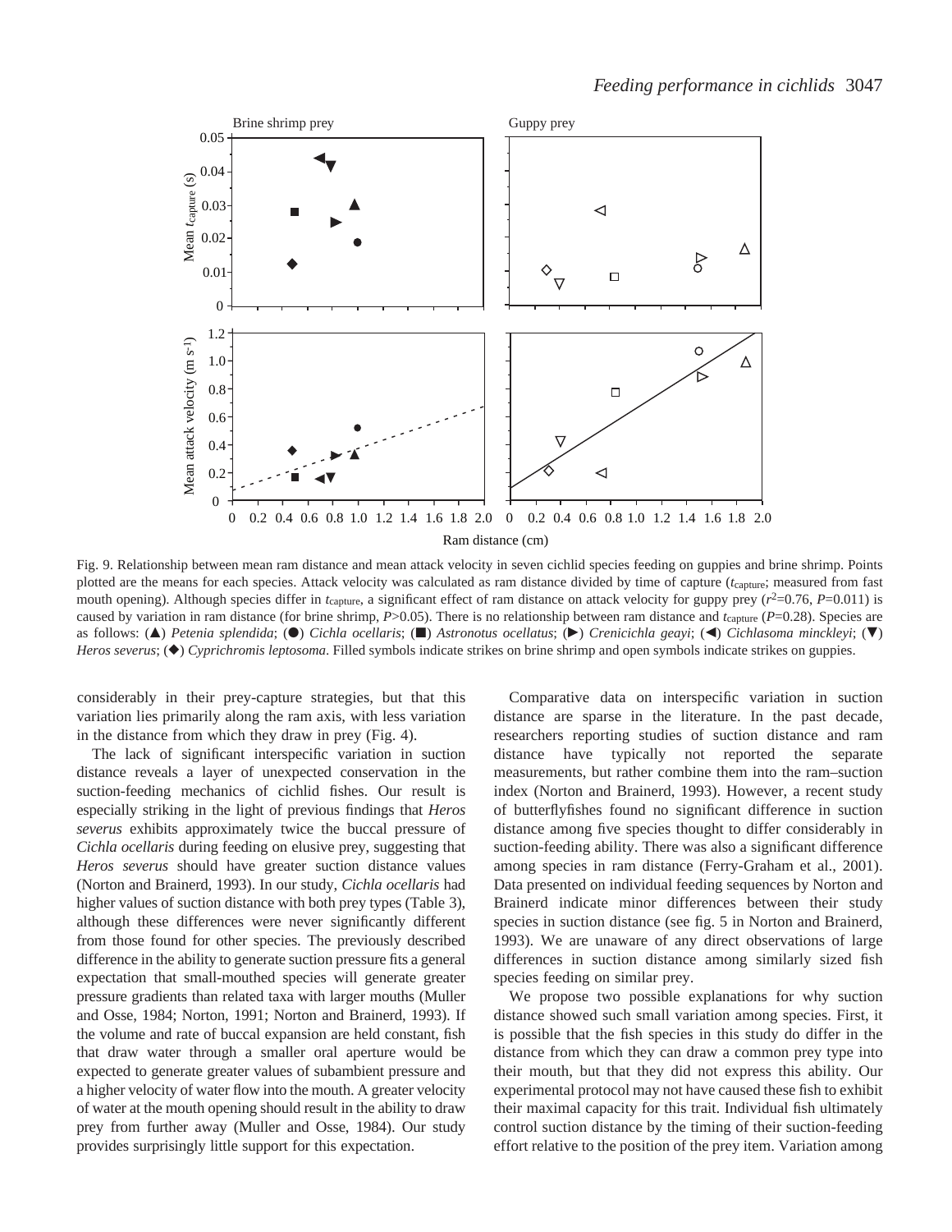Fig. 9. Relationship between mean ram distance and mean attack velocity in seven cichlid species feeding on guppies and brine shrimp. Points plotted are the means for each species. Attack velocity was calculated as ram distance divided by time of capture ($t_{capture}$; measured from fast mouth opening). Although species differ in $t_{capture}$, a significant effect of ram distance on attack velocity for guppy prey ($r^2$=0.76, $P$=0.011) is caused by variation in ram distance (for brine shrimp, $P$>0.05). There is no relationship between ram distance and $t_{capture}$ ($P$=0.28). Species are as follows: (▲) *Petenia splendida*; (●) *Cichla ocellaris*; (■) *Astronotus ocellatus*; (►) *Crenicichla geayi*; (◄) *Cichlasoma minckleyi*; (▼) *Heros severus*; (◆) *Cyprichromis leptosoma*. Filled symbols indicate strikes on brine shrimp and open symbols indicate strikes on guppies.

considerably in their prey-capture strategies, but that this variation lies primarily along the ram axis, with less variation in the distance from which they draw in prey (Fig. 4).

The lack of significant interspecific variation in suction distance reveals a layer of unexpected conservation in the suction-feeding mechanics of cichlid fishes. Our result is especially striking in the light of previous findings that *Heros severus* exhibits approximately twice the buccal pressure of *Cichla ocellaris* during feeding on elusive prey, suggesting that *Heros severus* should have greater suction distance values (Norton and Brainerd, 1993). In our study, *Cichla ocellaris* had higher values of suction distance with both prey types (Table 3), although these differences were never significantly different from those found for other species. The previously described difference in the ability to generate suction pressure fits a general expectation that small-mouthed species will generate greater pressure gradients than related taxa with larger mouths (Muller and Osse, 1984; Norton, 1991; Norton and Brainerd, 1993). If the volume and rate of buccal expansion are held constant, fish that draw water through a smaller oral aperture would be expected to generate greater values of subambient pressure and a higher velocity of water flow into the mouth. A greater velocity of water at the mouth opening should result in the ability to draw prey from further away (Muller and Osse, 1984). Our study provides surprisingly little support for this expectation.

Comparative data on interspecific variation in suction distance are sparse in the literature. In the past decade, researchers reporting studies of suction distance and ram distance have typically not reported the separate measurements, but rather combine them into the ram–suction index (Norton and Brainerd, 1993). However, a recent study of butterflyfishes found no significant difference in suction distance among five species thought to differ considerably in suction-feeding ability. There was also a significant difference among species in ram distance (Ferry-Graham et al., 2001). Data presented on individual feeding sequences by Norton and Brainerd indicate minor differences between their study species in suction distance (see fig. 5 in Norton and Brainerd, 1993). We are unaware of any direct observations of large differences in suction distance among similarly sized fish species feeding on similar prey.

We propose two possible explanations for why suction distance showed such small variation among species. First, it is possible that the fish species in this study do differ in the distance from which they can draw a common prey type into their mouth, but that they did not express this ability. Our experimental protocol may not have caused these fish to exhibit their maximal capacity for this trait. Individual fish ultimately control suction distance by the timing of their suction-feeding effort relative to the position of the prey item. Variation among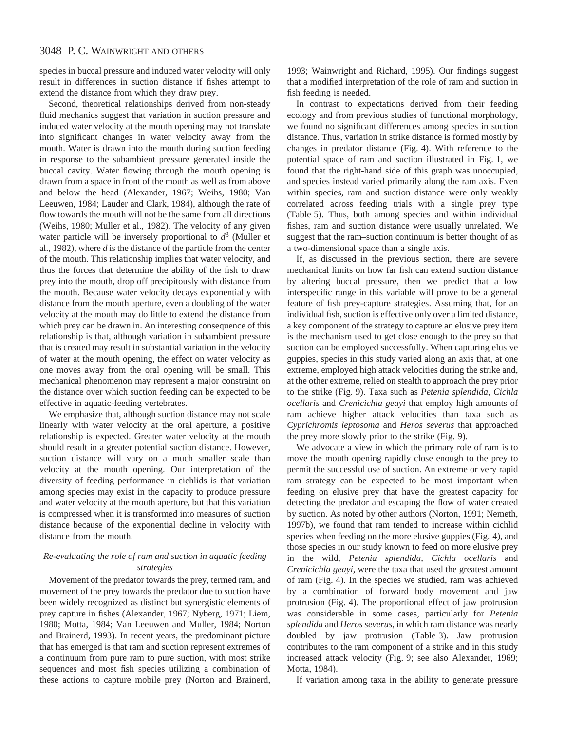species in buccal pressure and induced water velocity will only result in differences in suction distance if fishes attempt to extend the distance from which they draw prey.

Second, theoretical relationships derived from non-steady fluid mechanics suggest that variation in suction pressure and induced water velocity at the mouth opening may not translate into significant changes in water velocity away from the mouth. Water is drawn into the mouth during suction feeding in response to the subambient pressure generated inside the buccal cavity. Water flowing through the mouth opening is drawn from a space in front of the mouth as well as from above and below the head (Alexander, 1967; Weihs, 1980; Van Leeuwen, 1984; Lauder and Clark, 1984), although the rate of flow towards the mouth will not be the same from all directions (Weihs, 1980; Muller et al., 1982). The velocity of any given water particle will be inversely proportional to $d^3$ (Muller et al., 1982), where $d$ is the distance of the particle from the center of the mouth. This relationship implies that water velocity, and thus the forces that determine the ability of the fish to draw prey into the mouth, drop off precipitously with distance from the mouth. Because water velocity decays exponentially with distance from the mouth aperture, even a doubling of the water velocity at the mouth may do little to extend the distance from which prey can be drawn in. An interesting consequence of this relationship is that, although variation in subambient pressure that is created may result in substantial variation in the velocity of water at the mouth opening, the effect on water velocity as one moves away from the oral opening will be small. This mechanical phenomenon may represent a major constraint on the distance over which suction feeding can be expected to be effective in aquatic-feeding vertebrates.

We emphasize that, although suction distance may not scale linearly with water velocity at the oral aperture, a positive relationship is expected. Greater water velocity at the mouth should result in a greater potential suction distance. However, suction distance will vary on a much smaller scale than velocity at the mouth opening. Our interpretation of the diversity of feeding performance in cichlids is that variation among species may exist in the capacity to produce pressure and water velocity at the mouth aperture, but that this variation is compressed when it is transformed into measures of suction distance because of the exponential decline in velocity with distance from the mouth.

### *Re-evaluating the role of ram and suction in aquatic feeding strategies*

Movement of the predator towards the prey, termed ram, and movement of the prey towards the predator due to suction have been widely recognized as distinct but synergistic elements of prey capture in fishes (Alexander, 1967; Nyberg, 1971; Liem, 1980; Motta, 1984; Van Leeuwen and Muller, 1984; Norton and Brainerd, 1993). In recent years, the predominant picture that has emerged is that ram and suction represent extremes of a continuum from pure ram to pure suction, with most strike sequences and most fish species utilizing a combination of these actions to capture mobile prey (Norton and Brainerd, 1993; Wainwright and Richard, 1995). Our findings suggest that a modified interpretation of the role of ram and suction in fish feeding is needed.

In contrast to expectations derived from their feeding ecology and from previous studies of functional morphology, we found no significant differences among species in suction distance. Thus, variation in strike distance is formed mostly by changes in predator distance (Fig. 4). With reference to the potential space of ram and suction illustrated in Fig. 1, we found that the right-hand side of this graph was unoccupied, and species instead varied primarily along the ram axis. Even within species, ram and suction distance were only weakly correlated across feeding trials with a single prey type (Table 5). Thus, both among species and within individual fishes, ram and suction distance were usually unrelated. We suggest that the ram–suction continuum is better thought of as a two-dimensional space than a single axis.

If, as discussed in the previous section, there are severe mechanical limits on how far fish can extend suction distance by altering buccal pressure, then we predict that a low interspecific range in this variable will prove to be a general feature of fish prey-capture strategies. Assuming that, for an individual fish, suction is effective only over a limited distance, a key component of the strategy to capture an elusive prey item is the mechanism used to get close enough to the prey so that suction can be employed successfully. When capturing elusive guppies, species in this study varied along an axis that, at one extreme, employed high attack velocities during the strike and, at the other extreme, relied on stealth to approach the prey prior to the strike (Fig. 9). Taxa such as *Petenia splendida*, *Cichla ocellaris* and *Crenicichla geayi* that employ high amounts of ram achieve higher attack velocities than taxa such as *Cyprichromis leptosoma* and *Heros severus* that approached the prey more slowly prior to the strike (Fig. 9).

We advocate a view in which the primary role of ram is to move the mouth opening rapidly close enough to the prey to permit the successful use of suction. An extreme or very rapid ram strategy can be expected to be most important when feeding on elusive prey that have the greatest capacity for detecting the predator and escaping the flow of water created by suction. As noted by other authors (Norton, 1991; Nemeth, 1997b), we found that ram tended to increase within cichlid species when feeding on the more elusive guppies (Fig. 4), and those species in our study known to feed on more elusive prey in the wild, *Petenia splendida*, *Cichla ocellaris* and *Crenicichla geayi*, were the taxa that used the greatest amount of ram (Fig. 4). In the species we studied, ram was achieved by a combination of forward body movement and jaw protrusion (Fig. 4). The proportional effect of jaw protrusion was considerable in some cases, particularly for *Petenia splendida* and *Heros severus*, in which ram distance was nearly doubled by jaw protrusion (Table 3). Jaw protrusion contributes to the ram component of a strike and in this study increased attack velocity (Fig. 9; see also Alexander, 1969; Motta, 1984).

If variation among taxa in the ability to generate pressure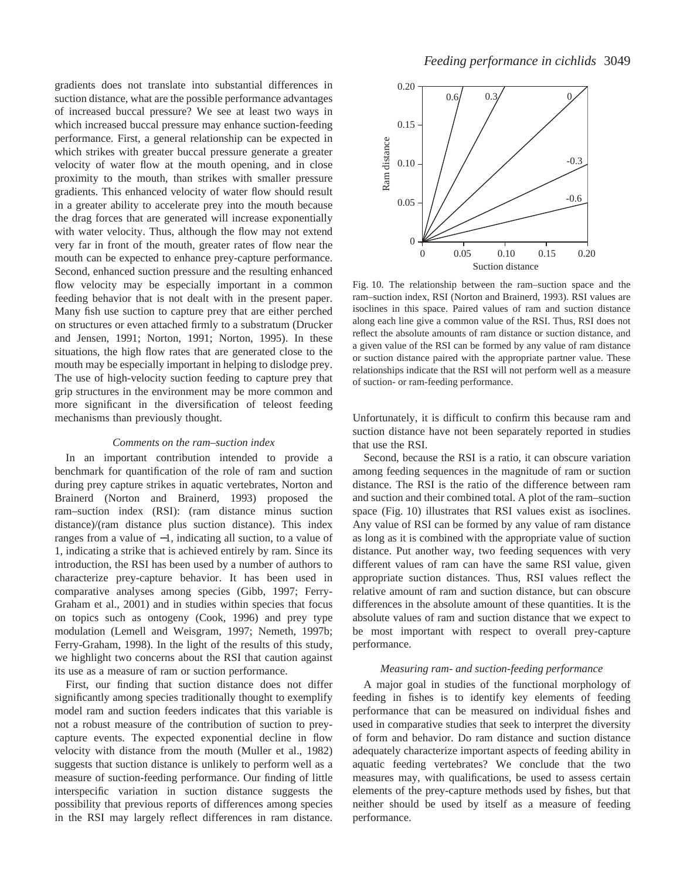gradients does not translate into substantial differences in suction distance, what are the possible performance advantages of increased buccal pressure? We see at least two ways in which increased buccal pressure may enhance suction-feeding performance. First, a general relationship can be expected in which strikes with greater buccal pressure generate a greater velocity of water flow at the mouth opening, and in close proximity to the mouth, than strikes with smaller pressure gradients. This enhanced velocity of water flow should result in a greater ability to accelerate prey into the mouth because the drag forces that are generated will increase exponentially with water velocity. Thus, although the flow may not extend very far in front of the mouth, greater rates of flow near the mouth can be expected to enhance prey-capture performance. Second, enhanced suction pressure and the resulting enhanced flow velocity may be especially important in a common feeding behavior that is not dealt with in the present paper. Many fish use suction to capture prey that are either perched on structures or even attached firmly to a substratum (Drucker and Jensen, 1991; Norton, 1991; Norton, 1995). In these situations, the high flow rates that are generated close to the mouth may be especially important in helping to dislodge prey. The use of high-velocity suction feeding to capture prey that grip structures in the environment may be more common and more significant in the diversification of teleost feeding mechanisms than previously thought.

### *Comments on the ram–suction index*

In an important contribution intended to provide a benchmark for quantification of the role of ram and suction during prey capture strikes in aquatic vertebrates, Norton and Brainerd (Norton and Brainerd, 1993) proposed the ram–suction index (RSI): (ram distance minus suction distance)/(ram distance plus suction distance). This index ranges from a value of −1, indicating all suction, to a value of 1, indicating a strike that is achieved entirely by ram. Since its introduction, the RSI has been used by a number of authors to characterize prey-capture behavior. It has been used in comparative analyses among species (Gibb, 1997; Ferry-Graham et al., 2001) and in studies within species that focus on topics such as ontogeny (Cook, 1996) and prey type modulation (Lemell and Weisgram, 1997; Nemeth, 1997b; Ferry-Graham, 1998). In the light of the results of this study, we highlight two concerns about the RSI that caution against its use as a measure of ram or suction performance.

First, our finding that suction distance does not differ significantly among species traditionally thought to exemplify model ram and suction feeders indicates that this variable is not a robust measure of the contribution of suction to prey-capture events. The expected exponential decline in flow velocity with distance from the mouth (Muller et al., 1982) suggests that suction distance is unlikely to perform well as a measure of suction-feeding performance. Our finding of little interspecific variation in suction distance suggests the possibility that previous reports of differences among species in the RSI may largely reflect differences in ram distance. Unfortunately, it is difficult to confirm this because ram and suction distance have not been separately reported in studies that use the RSI.

Fig. 10. The relationship between the ram–suction space and the ram–suction index, RSI (Norton and Brainerd, 1993). RSI values are isoclines in this space. Paired values of ram and suction distance along each line give a common value of the RSI. Thus, RSI does not reflect the absolute amounts of ram distance or suction distance, and a given value of the RSI can be formed by any value of ram distance or suction distance paired with the appropriate partner value. These relationships indicate that the RSI will not perform well as a measure of suction- or ram-feeding performance.

Second, because the RSI is a ratio, it can obscure variation among feeding sequences in the magnitude of ram or suction distance. The RSI is the ratio of the difference between ram and suction and their combined total. A plot of the ram–suction space (Fig. 10) illustrates that RSI values exist as isoclines. Any value of RSI can be formed by any value of ram distance as long as it is combined with the appropriate value of suction distance. Put another way, two feeding sequences with very different values of ram can have the same RSI value, given appropriate suction distances. Thus, RSI values reflect the relative amount of ram and suction distance, but can obscure differences in the absolute amount of these quantities. It is the absolute values of ram and suction distance that we expect to be most important with respect to overall prey-capture performance.

### *Measuring ram- and suction-feeding performance*

A major goal in studies of the functional morphology of feeding in fishes is to identify key elements of feeding performance that can be measured on individual fishes and used in comparative studies that seek to interpret the diversity of form and behavior. Do ram distance and suction distance adequately characterize important aspects of feeding ability in aquatic feeding vertebrates? We conclude that the two measures may, with qualifications, be used to assess certain elements of the prey-capture methods used by fishes, but that neither should be used by itself as a measure of feeding performance.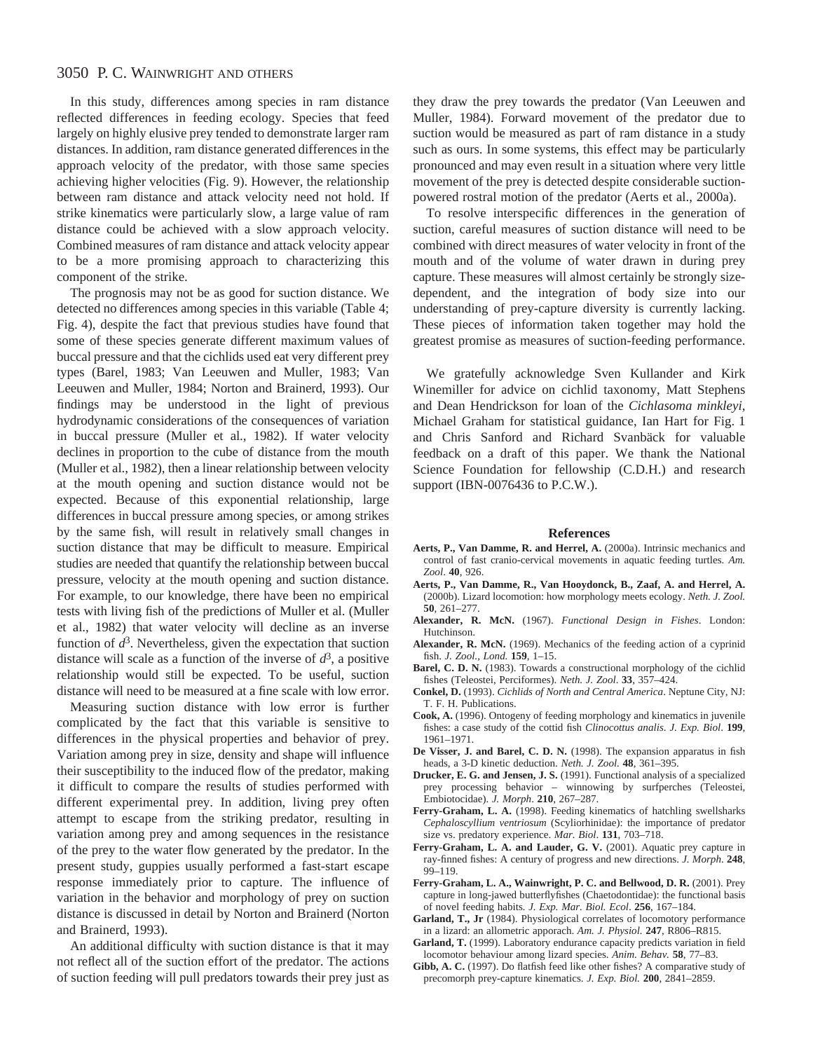In this study, differences among species in ram distance reflected differences in feeding ecology. Species that feed largely on highly elusive prey tended to demonstrate larger ram distances. In addition, ram distance generated differences in the approach velocity of the predator, with those same species achieving higher velocities (Fig. 9). However, the relationship between ram distance and attack velocity need not hold. If strike kinematics were particularly slow, a large value of ram distance could be achieved with a slow approach velocity. Combined measures of ram distance and attack velocity appear to be a more promising approach to characterizing this component of the strike.

The prognosis may not be as good for suction distance. We detected no differences among species in this variable (Table 4; Fig. 4), despite the fact that previous studies have found that some of these species generate different maximum values of buccal pressure and that the cichlids used eat very different prey types (Barel, 1983; Van Leeuwen and Muller, 1983; Van Leeuwen and Muller, 1984; Norton and Brainerd, 1993). Our findings may be understood in the light of previous hydrodynamic considerations of the consequences of variation in buccal pressure (Muller et al., 1982). If water velocity declines in proportion to the cube of distance from the mouth (Muller et al., 1982), then a linear relationship between velocity at the mouth opening and suction distance would not be expected. Because of this exponential relationship, large differences in buccal pressure among species, or among strikes by the same fish, will result in relatively small changes in suction distance that may be difficult to measure. Empirical studies are needed that quantify the relationship between buccal pressure, velocity at the mouth opening and suction distance. For example, to our knowledge, there have been no empirical tests with living fish of the predictions of Muller et al. (Muller et al., 1982) that water velocity will decline as an inverse function of $d^3$. Nevertheless, given the expectation that suction distance will scale as a function of the inverse of $d^3$, a positive relationship would still be expected. To be useful, suction distance will need to be measured at a fine scale with low error.

Measuring suction distance with low error is further complicated by the fact that this variable is sensitive to differences in the physical properties and behavior of prey. Variation among prey in size, density and shape will influence their susceptibility to the induced flow of the predator, making it difficult to compare the results of studies performed with different experimental prey. In addition, living prey often attempt to escape from the striking predator, resulting in variation among prey and among sequences in the resistance of the prey to the water flow generated by the predator. In the present study, guppies usually performed a fast-start escape response immediately prior to capture. The influence of variation in the behavior and morphology of prey on suction distance is discussed in detail by Norton and Brainerd (Norton and Brainerd, 1993).

An additional difficulty with suction distance is that it may not reflect all of the suction effort of the predator. The actions of suction feeding will pull predators towards their prey just as they draw the prey towards the predator (Van Leeuwen and Muller, 1984). Forward movement of the predator due to suction would be measured as part of ram distance in a study such as ours. In some systems, this effect may be particularly pronounced and may even result in a situation where very little movement of the prey is detected despite considerable suction-powered rostral motion of the predator (Aerts et al., 2000a).

To resolve interspecific differences in the generation of suction, careful measures of suction distance will need to be combined with direct measures of water velocity in front of the mouth and of the volume of water drawn in during prey capture. These measures will almost certainly be strongly size-dependent, and the integration of body size into our understanding of prey-capture diversity is currently lacking. These pieces of information taken together may hold the greatest promise as measures of suction-feeding performance.

We gratefully acknowledge Sven Kullander and Kirk Winemiller for advice on cichlid taxonomy, Matt Stephens and Dean Hendrickson for loan of the *Cichlasoma minkleyi*, Michael Graham for statistical guidance, Ian Hart for Fig. 1 and Chris Sanford and Richard Svanbäck for valuable feedback on a draft of this paper. We thank the National Science Foundation for fellowship (C.D.H.) and research support (IBN-0076436 to P.C.W.).

## References

**Aerts, P., Van Damme, R. and Herrel, A.** (2000a). Intrinsic mechanics and control of fast cranio-cervical movements in aquatic feeding turtles. *Am. Zool.* **40**, 926.

**Aerts, P., Van Damme, R., Van Hooydonck, B., Zaaf, A. and Herrel, A.** (2000b). Lizard locomotion: how morphology meets ecology. *Neth. J. Zool.* **50**, 261–277.

**Alexander, R. McN.** (1967). *Functional Design in Fishes*. London: Hutchinson.

**Alexander, R. McN.** (1969). Mechanics of the feeding action of a cyprinid fish. *J. Zool., Lond.* **159**, 1–15.

**Barel, C. D. N.** (1983). Towards a constructional morphology of the cichlid fishes (Teleostei, Perciformes). *Neth. J. Zool*. **33**, 357–424.

**Conkel, D.** (1993). *Cichlids of North and Central America*. Neptune City, NJ: T. F. H. Publications.

**Cook, A.** (1996). Ontogeny of feeding morphology and kinematics in juvenile fishes: a case study of the cottid fish *Clinocottus analis*. *J. Exp. Biol*. **199**, 1961–1971.

**De Visser, J. and Barel, C. D. N.** (1998). The expansion apparatus in fish heads, a 3-D kinetic deduction. *Neth. J. Zool*. **48**, 361–395.

**Drucker, E. G. and Jensen, J. S.** (1991). Functional analysis of a specialized prey processing behavior – winnowing by surfperches (Teleostei, Embiotocidae). *J. Morph*. **210**, 267–287.

**Ferry-Graham, L. A.** (1998). Feeding kinematics of hatchling swellsharks *Cephaloscyllium ventriosum* (Scyliorhinidae): the importance of predator size vs. predatory experience. *Mar. Biol*. **131**, 703–718.

**Ferry-Graham, L. A. and Lauder, G. V.** (2001). Aquatic prey capture in ray-finned fishes: A century of progress and new directions. *J. Morph*. **248**, 99–119.

**Ferry-Graham, L. A., Wainwright, P. C. and Bellwood, D. R.** (2001). Prey capture in long-jawed butterflyfishes (Chaetodontidae): the functional basis of novel feeding habits. *J. Exp. Mar. Biol. Ecol*. **256**, 167–184.

**Garland, T., Jr** (1984). Physiological correlates of locomotory performance in a lizard: an allometric apporach. *Am. J. Physiol.* **247**, R806–R815.

**Garland, T.** (1999). Laboratory endurance capacity predicts variation in field locomotor behaviour among lizard species. *Anim. Behav.* **58**, 77–83.

**Gibb, A. C.** (1997). Do flatfish feed like other fishes? A comparative study of precomorph prey-capture kinematics. *J. Exp. Biol.* **200**, 2841–2859.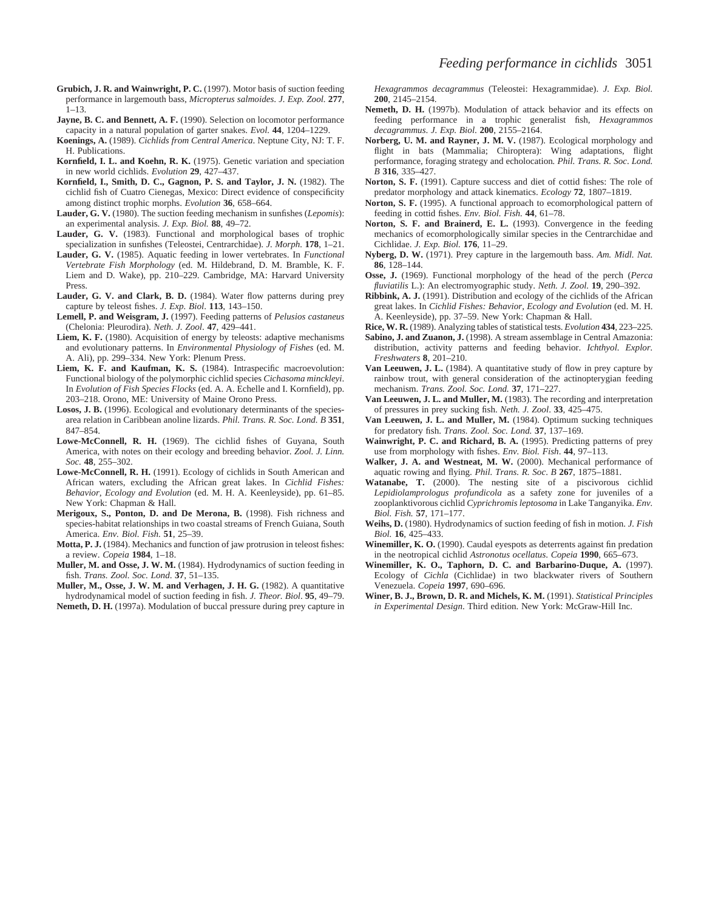**Grubich, J. R. and Wainwright, P. C.** (1997). Motor basis of suction feeding performance in largemouth bass, *Micropterus salmoides*. *J. Exp. Zool.* **277**, 1–13.

**Jayne, B. C. and Bennett, A. F.** (1990). Selection on locomotor performance capacity in a natural population of garter snakes. *Evol.* **44**, 1204–1229.

**Koenings, A.** (1989). *Cichlids from Central America*. Neptune City, NJ: T. F. H. Publications.

**Kornfield, I. L. and Koehn, R. K.** (1975). Genetic variation and speciation in new world cichlids. *Evolution* **29**, 427–437.

**Kornfield, I., Smith, D. C., Gagnon, P. S. and Taylor, J. N.** (1982). The cichlid fish of Cuatro Cienegas, Mexico: Direct evidence of conspecificity among distinct trophic morphs. *Evolution* **36**, 658–664.

**Lauder, G. V.** (1980). The suction feeding mechanism in sunfishes (*Lepomis*): an experimental analysis. *J. Exp. Biol.* **88**, 49–72.

**Lauder, G. V.** (1983). Functional and morphological bases of trophic specialization in sunfishes (Teleostei, Centrarchidae). *J. Morph.* **178**, 1–21.

**Lauder, G. V.** (1985). Aquatic feeding in lower vertebrates. In *Functional Vertebrate Fish Morphology* (ed. M. Hildebrand, D. M. Bramble, K. F. Liem and D. Wake), pp. 210–229. Cambridge, MA: Harvard University Press.

**Lauder, G. V. and Clark, B. D.** (1984). Water flow patterns during prey capture by teleost fishes. *J. Exp. Biol*. **113**, 143–150.

**Lemell, P. and Weisgram, J.** (1997). Feeding patterns of *Pelusios castaneus* (Chelonia: Pleurodira). *Neth. J. Zool*. **47**, 429–441.

**Liem, K. F.** (1980). Acquisition of energy by teleosts: adaptive mechanisms and evolutionary patterns. In *Environmental Physiology of Fishes* (ed. M. A. Ali), pp. 299–334. New York: Plenum Press.

**Liem, K. F. and Kaufman, K. S.** (1984). Intraspecific macroevolution: Functional biology of the polymorphic cichlid species *Cichasoma minckleyi*. In *Evolution of Fish Species Flocks* (ed. A. A. Echelle and I. Kornfield), pp. 203–218. Orono, ME: University of Maine Orono Press.

**Losos, J. B.** (1996). Ecological and evolutionary determinants of the species-area relation in Caribbean anoline lizards. *Phil. Trans. R. Soc. Lond. B* **351**, 847–854.

**Lowe-McConnell, R. H.** (1969). The cichlid fishes of Guyana, South America, with notes on their ecology and breeding behavior. *Zool. J. Linn. Soc.* **48**, 255–302.

**Lowe-McConnell, R. H.** (1991). Ecology of cichlids in South American and African waters, excluding the African great lakes. In *Cichlid Fishes: Behavior, Ecology and Evolution* (ed. M. H. A. Keenleyside), pp. 61–85. New York: Chapman & Hall.

**Merigoux, S., Ponton, D. and De Merona, B.** (1998). Fish richness and species-habitat relationships in two coastal streams of French Guiana, South America. *Env. Biol. Fish.* **51**, 25–39.

**Motta, P. J.** (1984). Mechanics and function of jaw protrusion in teleost fishes: a review. *Copeia* **1984**, 1–18.

**Muller, M. and Osse, J. W. M.** (1984). Hydrodynamics of suction feeding in fish. *Trans. Zool. Soc. Lond*. **37**, 51–135.

**Muller, M., Osse, J. W. M. and Verhagen, J. H. G.** (1982). A quantitative hydrodynamical model of suction feeding in fish. *J. Theor. Biol*. **95**, 49–79.

**Nemeth, D. H.** (1997a). Modulation of buccal pressure during prey capture in *Hexagrammos decagrammus* (Teleostei: Hexagrammidae). *J. Exp. Biol.* **200**, 2145–2154.

**Nemeth, D. H.** (1997b). Modulation of attack behavior and its effects on feeding performance in a trophic generalist fish, *Hexagrammos decagrammus*. *J. Exp. Biol*. **200**, 2155–2164.

**Norberg, U. M. and Rayner, J. M. V.** (1987). Ecological morphology and flight in bats (Mammalia; Chiroptera): Wing adaptations, flight performance, foraging strategy and echolocation. *Phil. Trans. R. Soc. Lond. B* **316**, 335–427.

**Norton, S. F.** (1991). Capture success and diet of cottid fishes: The role of predator morphology and attack kinematics. *Ecology* **72**, 1807–1819.

**Norton, S. F.** (1995). A functional approach to ecomorphological pattern of feeding in cottid fishes. *Env. Biol. Fish.* **44**, 61–78.

**Norton, S. F. and Brainerd, E. L.** (1993). Convergence in the feeding mechanics of ecomorphologically similar species in the Centrarchidae and Cichlidae. *J. Exp. Biol.* **176**, 11–29.

**Nyberg, D. W.** (1971). Prey capture in the largemouth bass. *Am. Midl. Nat.* **86**, 128–144.

**Osse, J.** (1969). Functional morphology of the head of the perch (*Perca fluviatilis* L.): An electromyographic study. *Neth. J. Zool.* **19**, 290–392.

**Ribbink, A. J.** (1991). Distribution and ecology of the cichlids of the African great lakes. In *Cichlid Fishes: Behavior, Ecology and Evolution* (ed. M. H. A. Keenleyside), pp. 37–59. New York: Chapman & Hall.

**Rice, W. R.** (1989). Analyzing tables of statistical tests. *Evolution* **434**, 223–225.

**Sabino, J. and Zuanon, J.** (1998). A stream assemblage in Central Amazonia: distribution, activity patterns and feeding behavior. *Ichthyol. Explor. Freshwaters* **8**, 201–210.

**Van Leeuwen, J. L.** (1984). A quantitative study of flow in prey capture by rainbow trout, with general consideration of the actinopterygian feeding mechanism. *Trans. Zool. Soc. Lond.* **37**, 171–227.

**Van Leeuwen, J. L. and Muller, M.** (1983). The recording and interpretation of pressures in prey sucking fish. *Neth. J. Zool*. **33**, 425–475.

**Van Leeuwen, J. L. and Muller, M.** (1984). Optimum sucking techniques for predatory fish. *Trans. Zool. Soc. Lond.* **37**, 137–169.

**Wainwright, P. C. and Richard, B. A.** (1995). Predicting patterns of prey use from morphology with fishes. *Env. Biol. Fish*. **44**, 97–113.

**Walker, J. A. and Westneat, M. W.** (2000). Mechanical performance of aquatic rowing and flying. *Phil. Trans. R. Soc. B* **267**, 1875–1881.

**Watanabe, T.** (2000). The nesting site of a piscivorous cichlid *Lepidiolamprologus profundicola* as a safety zone for juveniles of a zooplanktivorous cichlid *Cyprichromis leptosoma* in Lake Tanganyika. *Env. Biol. Fish.* **57**, 171–177.

**Weihs, D.** (1980). Hydrodynamics of suction feeding of fish in motion. *J. Fish Biol.* **16**, 425–433.

**Winemiller, K. O.** (1990). Caudal eyespots as deterrents against fin predation in the neotropical cichlid *Astronotus ocellatus*. *Copeia* **1990**, 665–673.

**Winemiller, K. O., Taphorn, D. C. and Barbarino-Duque, A.** (1997). Ecology of *Cichla* (Cichlidae) in two blackwater rivers of Southern Venezuela. *Copeia* **1997**, 690–696.

**Winer, B. J., Brown, D. R. and Michels, K. M.** (1991). *Statistical Principles in Experimental Design*. Third edition. New York: McGraw-Hill Inc.